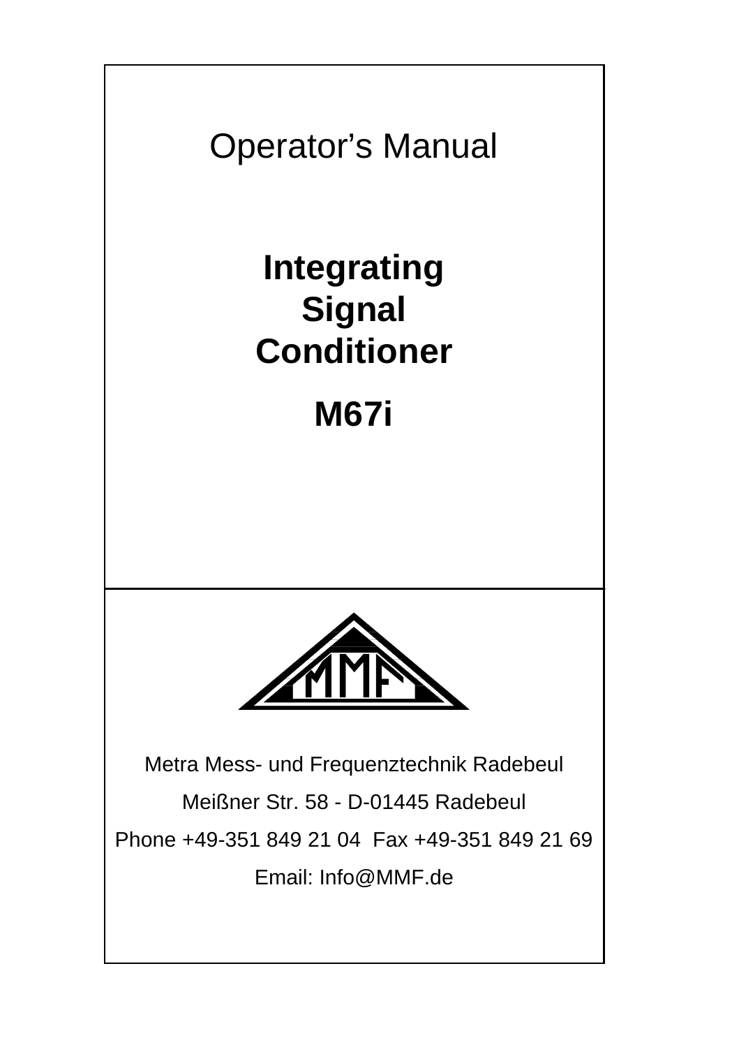Operator's Manual

# Integrating Signal Conditioner

# M67i

Metra Mess- und Frequenztechnik Radebeul

Meißner Str. 58 - D-01445 Radebeul

Phone +49-351 849 21 04 Fax +49-351 849 21 69

Email: Info@MMF.de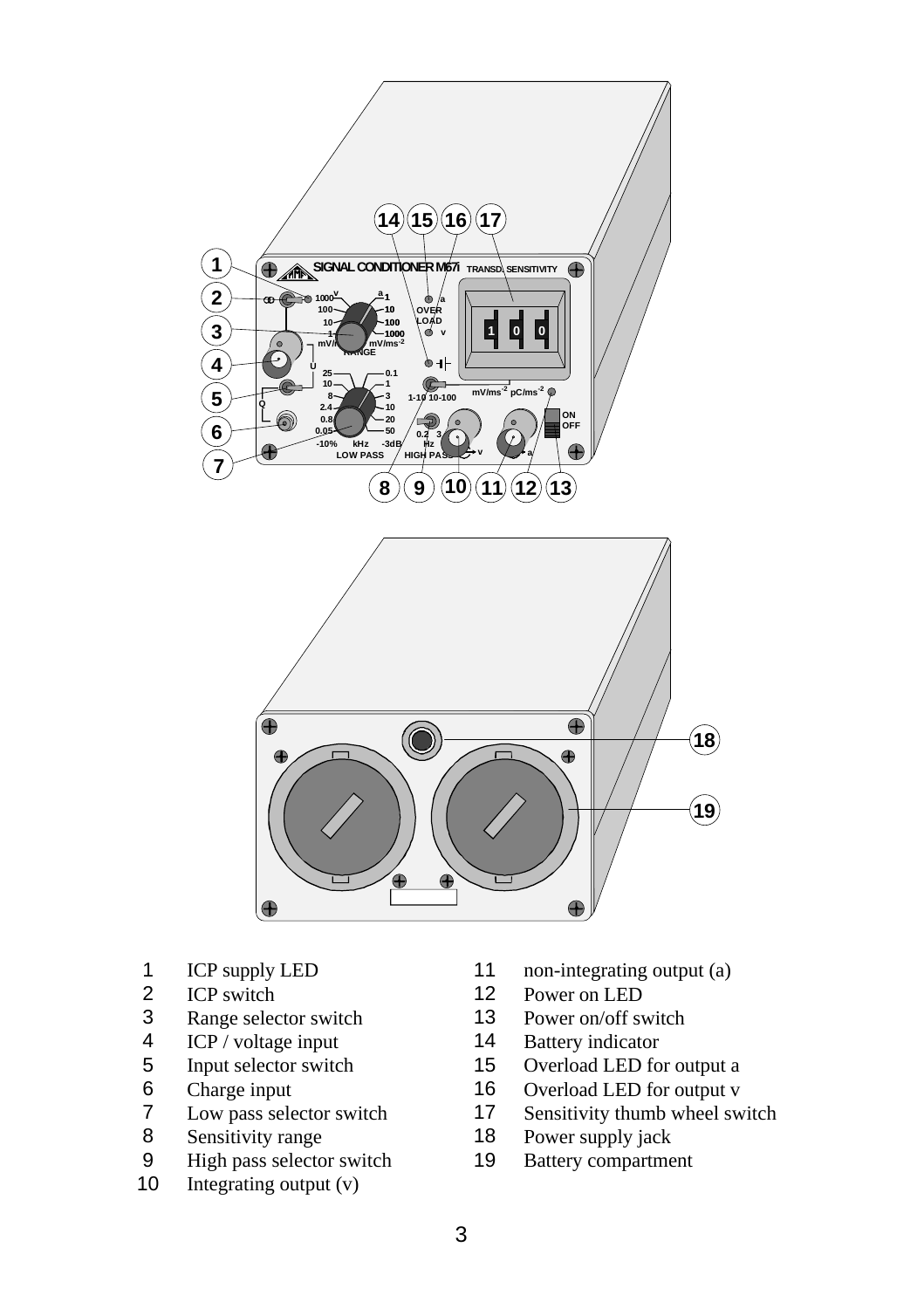1 ICP supply LED
2 ICP switch
3 Range selector switch
4 ICP / voltage input
5 Input selector switch
6 Charge input
7 Low pass selector switch
8 Sensitivity range
9 High pass selector switch
10 Integrating output (v)
11 non-integrating output (a)
12 Power on LED
13 Power on/off switch
14 Battery indicator
15 Overload LED for output a
16 Overload LED for output v
17 Sensitivity thumb wheel switch
18 Power supply jack
19 Battery compartment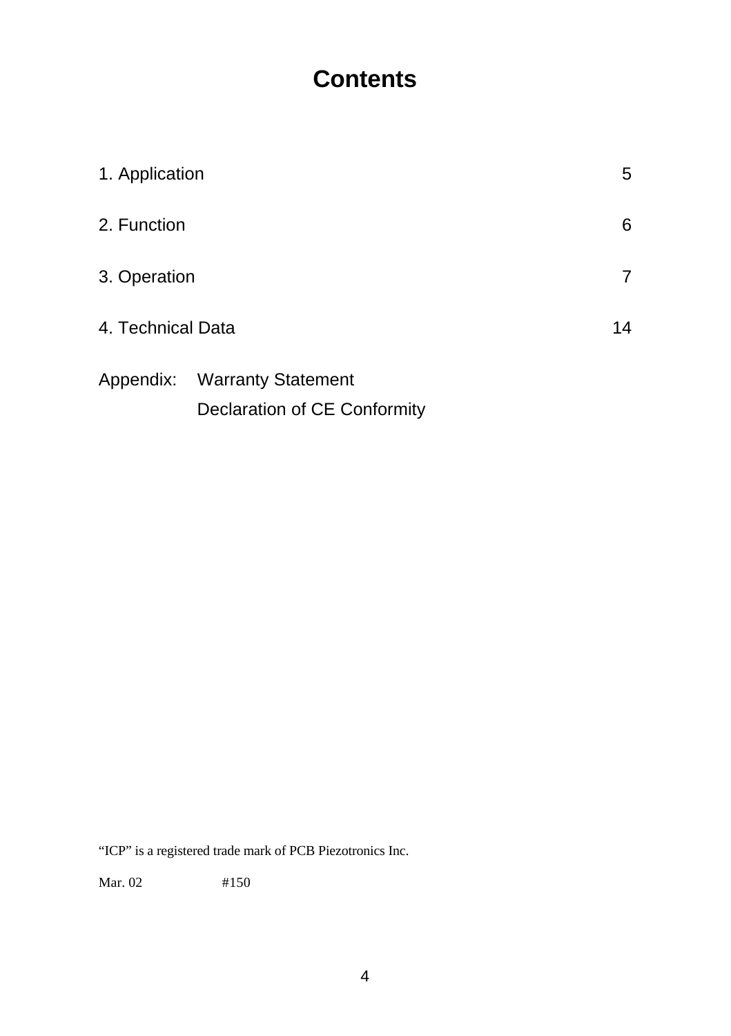# Contents

| | |
|---|---|
| 1. Application | 5 |
| 2. Function | 6 |
| 3. Operation | 7 |
| 4. Technical Data | 14 |

Appendix: Warranty Statement
Declaration of CE Conformity

"ICP" is a registered trade mark of PCB Piezotronics Inc.

Mar. 02 #150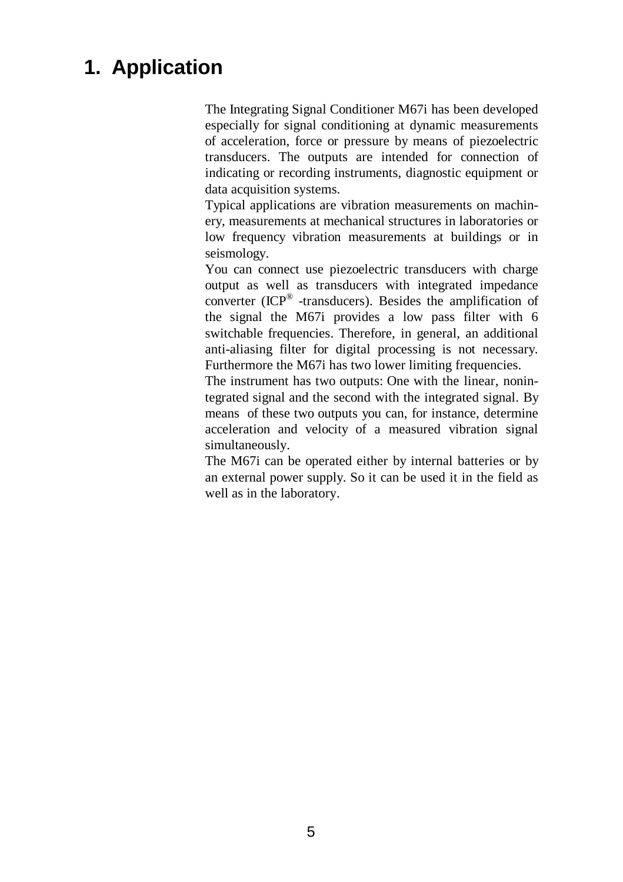# 1. Application

The Integrating Signal Conditioner M67i has been developed especially for signal conditioning at dynamic measurements of acceleration, force or pressure by means of piezoelectric transducers. The outputs are intended for connection of indicating or recording instruments, diagnostic equipment or data acquisition systems.

Typical applications are vibration measurements on machinery, measurements at mechanical structures in laboratories or low frequency vibration measurements at buildings or in seismology.

You can connect use piezoelectric transducers with charge output as well as transducers with integrated impedance converter (ICP® -transducers). Besides the amplification of the signal the M67i provides a low pass filter with 6 switchable frequencies. Therefore, in general, an additional anti-aliasing filter for digital processing is not necessary. Furthermore the M67i has two lower limiting frequencies.

The instrument has two outputs: One with the linear, nonintegrated signal and the second with the integrated signal. By means of these two outputs you can, for instance, determine acceleration and velocity of a measured vibration signal simultaneously.

The M67i can be operated either by internal batteries or by an external power supply. So it can be used it in the field as well as in the laboratory.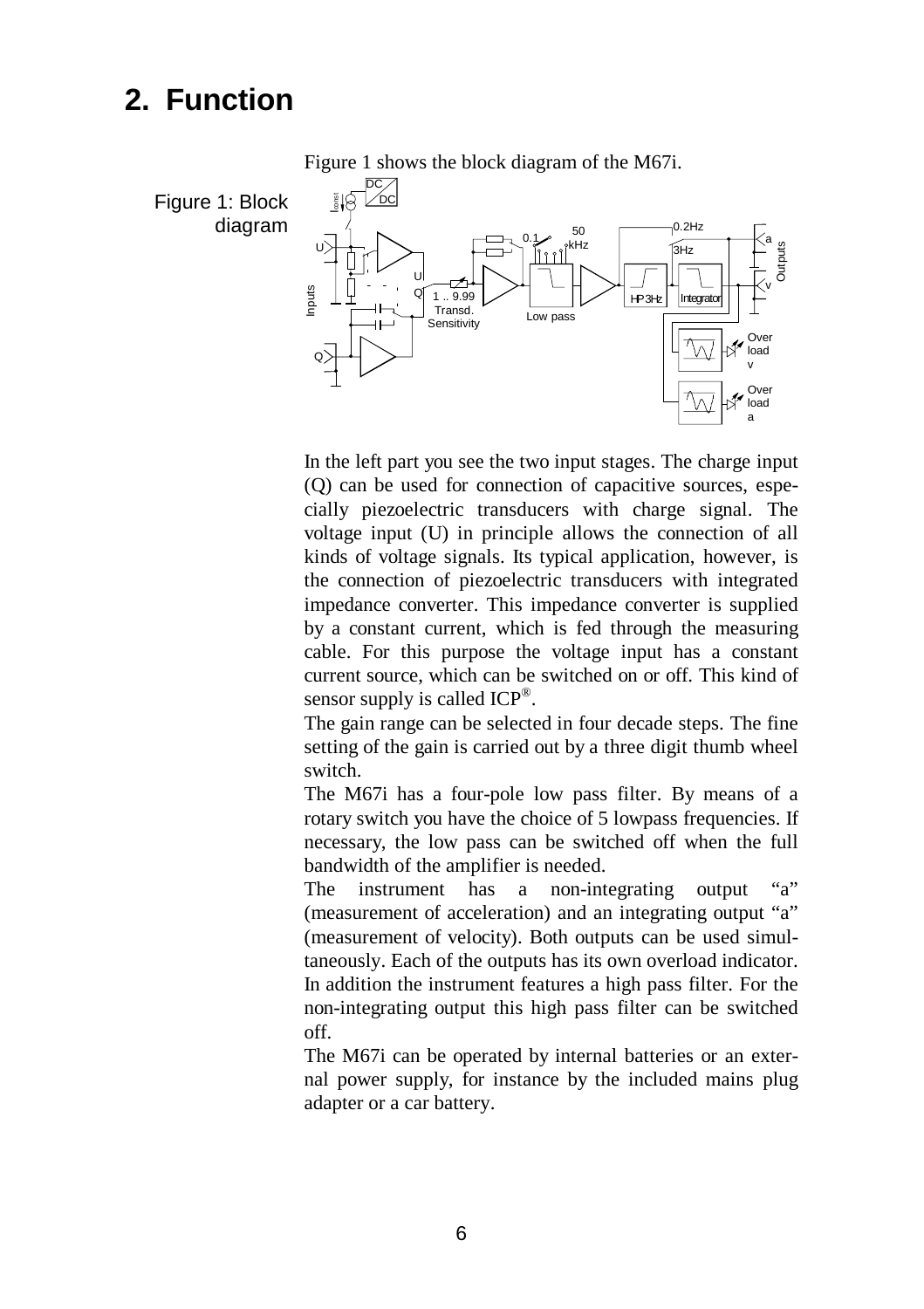## 2. Function

Figure 1: Block diagram

Figure 1 shows the block diagram of the M67i.

In the left part you see the two input stages. The charge input (Q) can be used for connection of capacitive sources, especially piezoelectric transducers with charge signal. The voltage input (U) in principle allows the connection of all kinds of voltage signals. Its typical application, however, is the connection of piezoelectric transducers with integrated impedance converter. This impedance converter is supplied by a constant current, which is fed through the measuring cable. For this purpose the voltage input has a constant current source, which can be switched on or off. This kind of sensor supply is called ICP®.

The gain range can be selected in four decade steps. The fine setting of the gain is carried out by a three digit thumb wheel switch.

The M67i has a four-pole low pass filter. By means of a rotary switch you have the choice of 5 lowpass frequencies. If necessary, the low pass can be switched off when the full bandwidth of the amplifier is needed.

The instrument has a non-integrating output "a" (measurement of acceleration) and an integrating output "a" (measurement of velocity). Both outputs can be used simultaneously. Each of the outputs has its own overload indicator. In addition the instrument features a high pass filter. For the non-integrating output this high pass filter can be switched off.

The M67i can be operated by internal batteries or an external power supply, for instance by the included mains plug adapter or a car battery.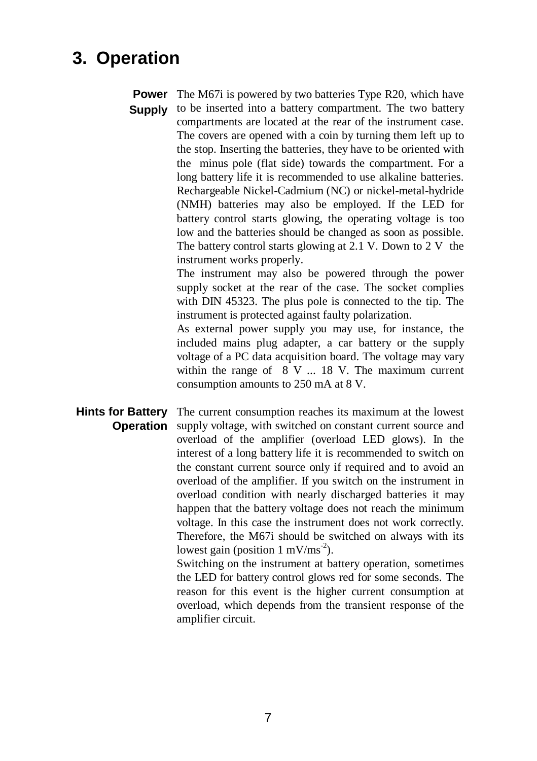# 3. Operation

**Power Supply**

The M67i is powered by two batteries Type R20, which have to be inserted into a battery compartment. The two battery compartments are located at the rear of the instrument case. The covers are opened with a coin by turning them left up to the stop. Inserting the batteries, they have to be oriented with the minus pole (flat side) towards the compartment. For a long battery life it is recommended to use alkaline batteries. Rechargeable Nickel-Cadmium (NC) or nickel-metal-hydride (NMH) batteries may also be employed. If the LED for battery control starts glowing, the operating voltage is too low and the batteries should be changed as soon as possible. The battery control starts glowing at 2.1 V. Down to 2 V the instrument works properly.

The instrument may also be powered through the power supply socket at the rear of the case. The socket complies with DIN 45323. The plus pole is connected to the tip. The instrument is protected against faulty polarization.

As external power supply you may use, for instance, the included mains plug adapter, a car battery or the supply voltage of a PC data acquisition board. The voltage may vary within the range of 8 V ... 18 V. The maximum current consumption amounts to 250 mA at 8 V.

**Hints for Battery Operation**

The current consumption reaches its maximum at the lowest supply voltage, with switched on constant current source and overload of the amplifier (overload LED glows). In the interest of a long battery life it is recommended to switch on the constant current source only if required and to avoid an overload of the amplifier. If you switch on the instrument in overload condition with nearly discharged batteries it may happen that the battery voltage does not reach the minimum voltage. In this case the instrument does not work correctly. Therefore, the M67i should be switched on always with its lowest gain (position 1 $mV/ms^{-2}$).

Switching on the instrument at battery operation, sometimes the LED for battery control glows red for some seconds. The reason for this event is the higher current consumption at overload, which depends from the transient response of the amplifier circuit.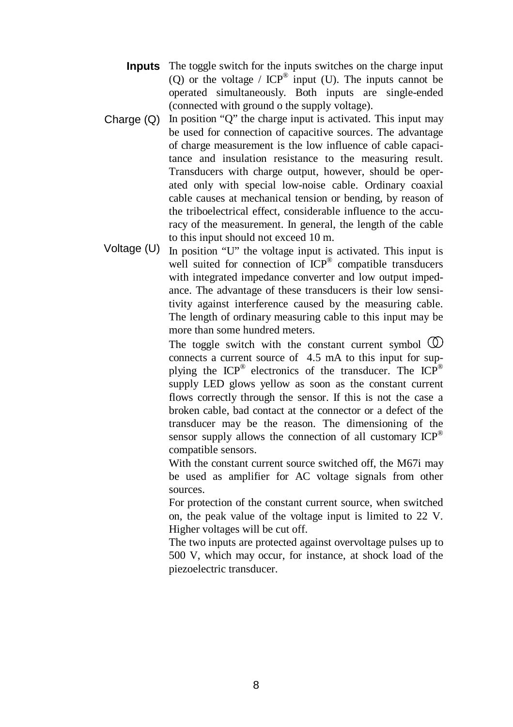**Inputs** The toggle switch for the inputs switches on the charge input (Q) or the voltage / ICP® input (U). The inputs cannot be operated simultaneously. Both inputs are single-ended (connected with ground o the supply voltage).

Charge (Q) In position “Q” the charge input is activated. This input may be used for connection of capacitive sources. The advantage of charge measurement is the low influence of cable capacitance and insulation resistance to the measuring result. Transducers with charge output, however, should be operated only with special low-noise cable. Ordinary coaxial cable causes at mechanical tension or bending, by reason of the triboelectrical effect, considerable influence to the accuracy of the measurement. In general, the length of the cable to this input should not exceed 10 m.

Voltage (U) In position “U” the voltage input is activated. This input is well suited for connection of ICP® compatible transducers with integrated impedance converter and low output impedance. The advantage of these transducers is their low sensitivity against interference caused by the measuring cable. The length of ordinary measuring cable to this input may be more than some hundred meters.

The toggle switch with the constant current symbol ⦶ connects a current source of 4.5 mA to this input for supplying the ICP® electronics of the transducer. The ICP® supply LED glows yellow as soon as the constant current flows correctly through the sensor. If this is not the case a broken cable, bad contact at the connector or a defect of the transducer may be the reason. The dimensioning of the sensor supply allows the connection of all customary ICP® compatible sensors.

With the constant current source switched off, the M67i may be used as amplifier for AC voltage signals from other sources.

For protection of the constant current source, when switched on, the peak value of the voltage input is limited to 22 V. Higher voltages will be cut off.

The two inputs are protected against overvoltage pulses up to 500 V, which may occur, for instance, at shock load of the piezoelectric transducer.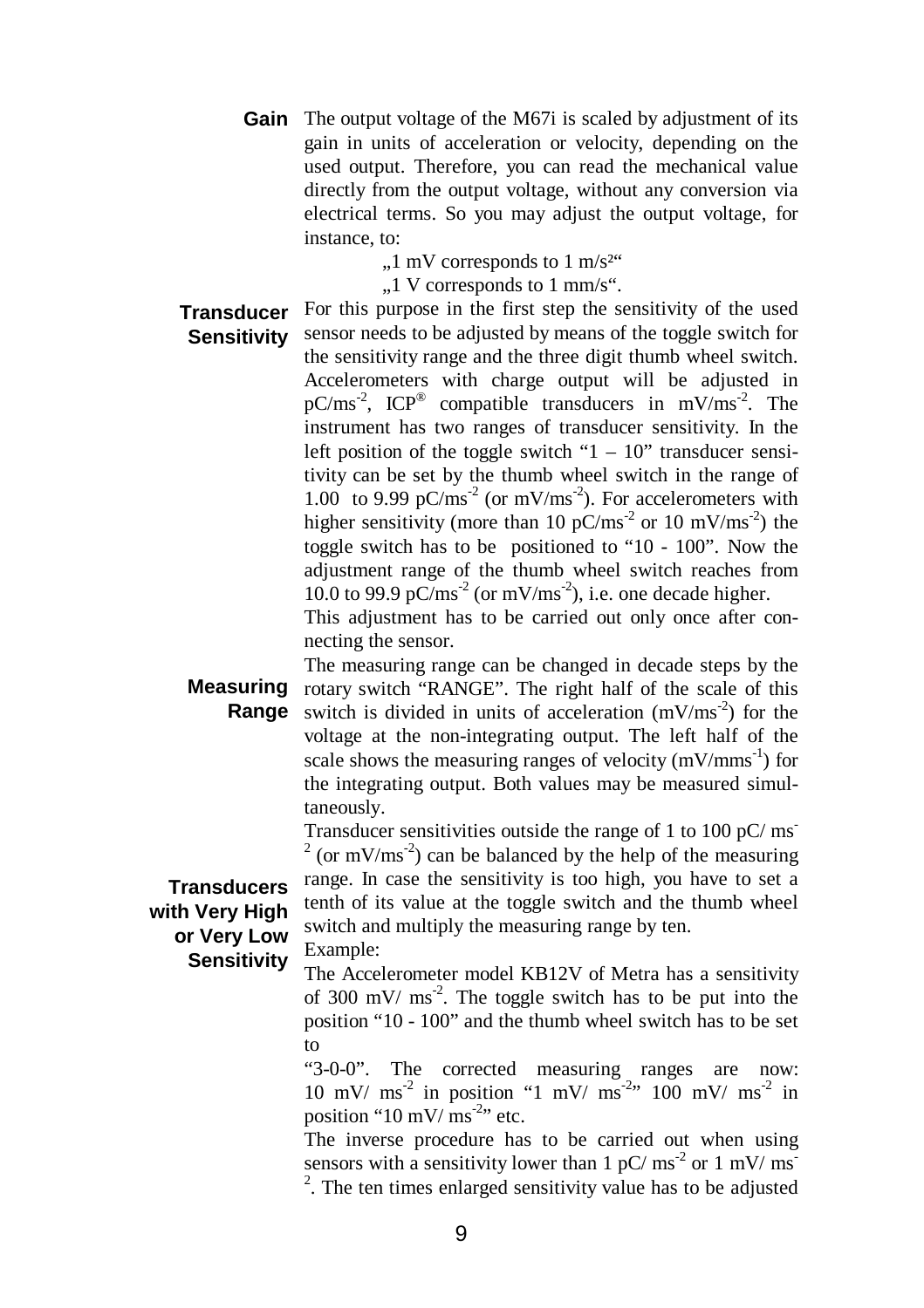**Gain** The output voltage of the M67i is scaled by adjustment of its gain in units of acceleration or velocity, depending on the used output. Therefore, you can read the mechanical value directly from the output voltage, without any conversion via electrical terms. So you may adjust the output voltage, for instance, to:

„1 mV corresponds to 1 m/s²"

„1 V corresponds to 1 mm/s".

**Transducer Sensitivity** For this purpose in the first step the sensitivity of the used sensor needs to be adjusted by means of the toggle switch for the sensitivity range and the three digit thumb wheel switch. Accelerometers with charge output will be adjusted in $pC/ms^{-2}$, ICP® compatible transducers in $mV/ms^{-2}$. The instrument has two ranges of transducer sensitivity. In the left position of the toggle switch "1 – 10" transducer sensitivity can be set by the thumb wheel switch in the range of 1.00 to 9.99 $pC/ms^{-2}$ (or $mV/ms^{-2}$). For accelerometers with higher sensitivity (more than 10 $pC/ms^{-2}$ or 10 $mV/ms^{-2}$) the toggle switch has to be positioned to "10 - 100". Now the adjustment range of the thumb wheel switch reaches from 10.0 to 99.9 $pC/ms^{-2}$ (or $mV/ms^{-2}$), i.e. one decade higher.

This adjustment has to be carried out only once after connecting the sensor.

**Measuring Range** The measuring range can be changed in decade steps by the rotary switch "RANGE". The right half of the scale of this switch is divided in units of acceleration ($mV/ms^{-2}$) for the voltage at the non-integrating output. The left half of the scale shows the measuring ranges of velocity ($mV/mms^{-1}$) for the integrating output. Both values may be measured simultaneously.

**Transducers with Very High or Very Low Sensitivity** Transducer sensitivities outside the range of 1 to 100 $pC/ms^{-2}$ (or $mV/ms^{-2}$) can be balanced by the help of the measuring range. In case the sensitivity is too high, you have to set a tenth of its value at the toggle switch and the thumb wheel switch and multiply the measuring range by ten.

Example:

The Accelerometer model KB12V of Metra has a sensitivity of 300 $mV/ms^{-2}$. The toggle switch has to be put into the position "10 - 100" and the thumb wheel switch has to be set to

"3-0-0". The corrected measuring ranges are now: 10 $mV/ms^{-2}$ in position "1 $mV/ms^{-2}$" 100 $mV/ms^{-2}$ in position "10 $mV/ms^{-2}$" etc.

The inverse procedure has to be carried out when using sensors with a sensitivity lower than 1 $pC/ms^{-2}$ or 1 $mV/ms^{-2}$. The ten times enlarged sensitivity value has to be adjusted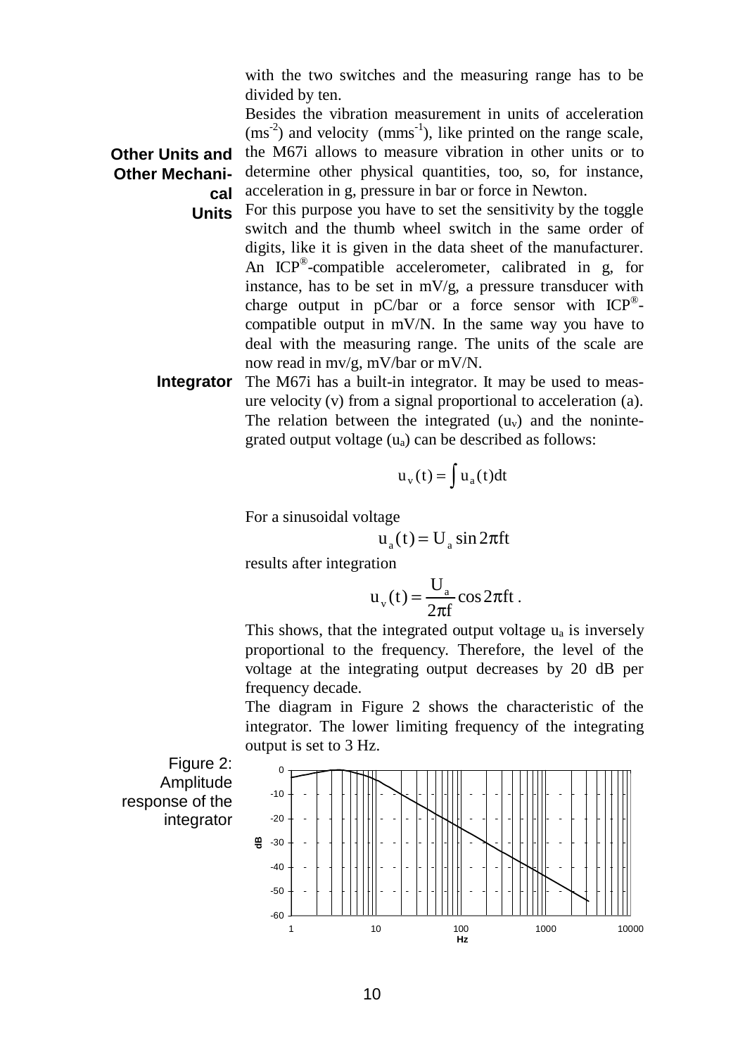with the two switches and the measuring range has to be divided by ten.

### Other Units and Other Mechanical Units

Besides the vibration measurement in units of acceleration ($ms^{-2}$) and velocity ($mms^{-1}$), like printed on the range scale, the M67i allows to measure vibration in other units or to determine other physical quantities, too, so, for instance, acceleration in g, pressure in bar or force in Newton.

For this purpose you have to set the sensitivity by the toggle switch and the thumb wheel switch in the same order of digits, like it is given in the data sheet of the manufacturer. An ICP®-compatible accelerometer, calibrated in g, for instance, has to be set in mV/g, a pressure transducer with charge output in pC/bar or a force sensor with ICP®-compatible output in mV/N. In the same way you have to deal with the measuring range. The units of the scale are now read in mv/g, mV/bar or mV/N.

### Integrator

The M67i has a built-in integrator. It may be used to measure velocity (v) from a signal proportional to acceleration (a). The relation between the integrated ($u_v$) and the nonintegrated output voltage ($u_a$) can be described as follows:

$$u_v(t) = \int u_a(t)dt$$

For a sinusoidal voltage

$$u_a(t) = U_a \sin 2\pi ft$$

results after integration

$$u_v(t) = \frac{U_a}{2\pi f} \cos 2\pi ft\ .$$

This shows, that the integrated output voltage $u_a$ is inversely proportional to the frequency. Therefore, the level of the voltage at the integrating output decreases by 20 dB per frequency decade.

The diagram in Figure 2 shows the characteristic of the integrator. The lower limiting frequency of the integrating output is set to 3 Hz.

Figure 2: Amplitude response of the integrator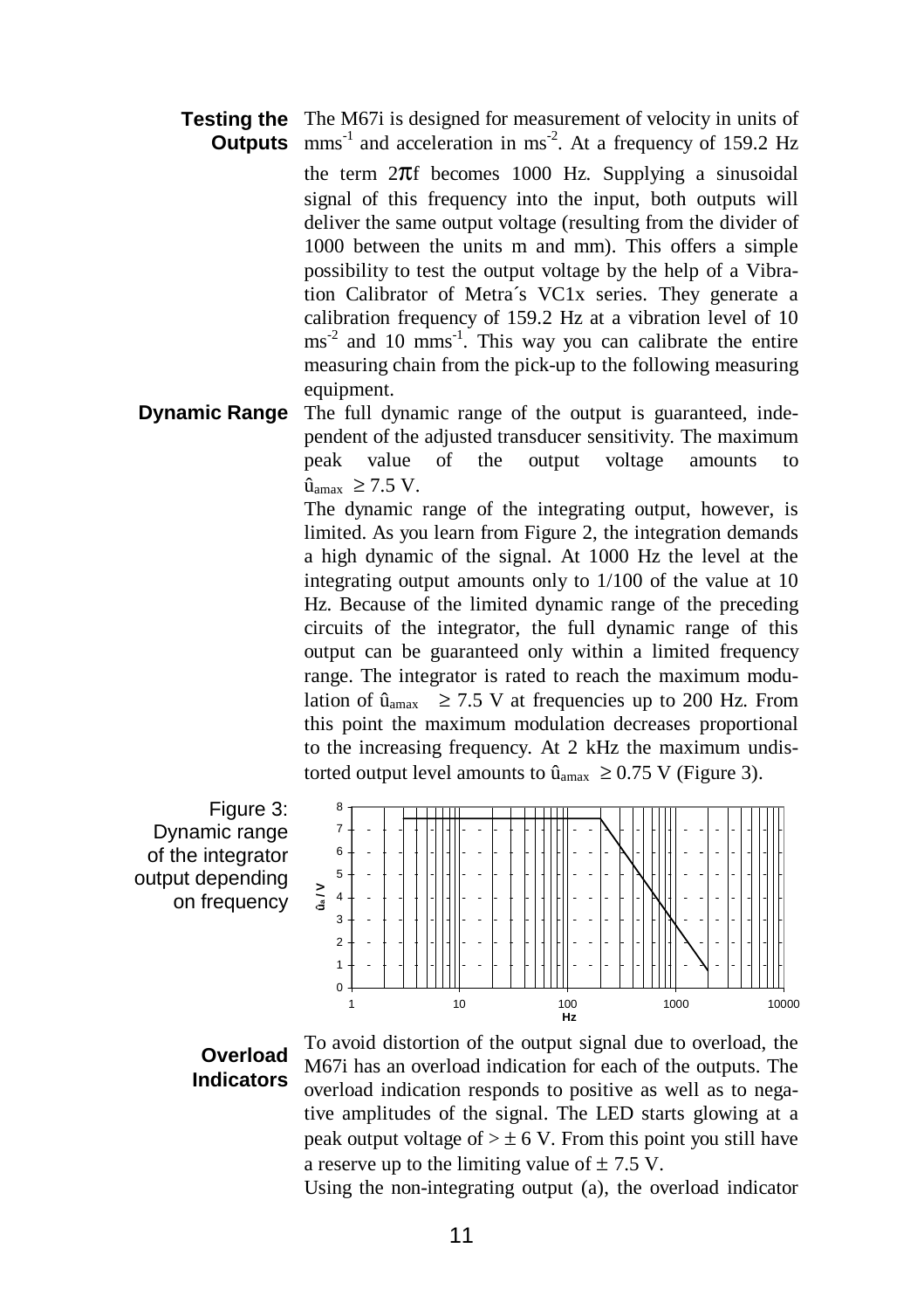**Testing the Outputs**

The M67i is designed for measurement of velocity in units of $mms^{-1}$ and acceleration in $ms^{-2}$. At a frequency of 159.2 Hz the term $2\pi f$ becomes 1000 Hz. Supplying a sinusoidal signal of this frequency into the input, both outputs will deliver the same output voltage (resulting from the divider of 1000 between the units m and mm). This offers a simple possibility to test the output voltage by the help of a Vibration Calibrator of Metra´s VC1x series. They generate a calibration frequency of 159.2 Hz at a vibration level of 10 $ms^{-2}$ and 10 $mms^{-1}$. This way you can calibrate the entire measuring chain from the pick-up to the following measuring equipment.

**Dynamic Range**

The full dynamic range of the output is guaranteed, independent of the adjusted transducer sensitivity. The maximum peak value of the output voltage amounts to $\hat{u}_{amax} \geq 7.5$ V.

The dynamic range of the integrating output, however, is limited. As you learn from Figure 2, the integration demands a high dynamic of the signal. At 1000 Hz the level at the integrating output amounts only to 1/100 of the value at 10 Hz. Because of the limited dynamic range of the preceding circuits of the integrator, the full dynamic range of this output can be guaranteed only within a limited frequency range. The integrator is rated to reach the maximum modulation of $\hat{u}_{amax} \geq 7.5$ V at frequencies up to 200 Hz. From this point the maximum modulation decreases proportional to the increasing frequency. At 2 kHz the maximum undistorted output level amounts to $\hat{u}_{amax} \geq 0.75$ V (Figure 3).

Figure 3: Dynamic range of the integrator output depending on frequency

**Overload Indicators**

To avoid distortion of the output signal due to overload, the M67i has an overload indication for each of the outputs. The overload indication responds to positive as well as to negative amplitudes of the signal. The LED starts glowing at a peak output voltage of $> \pm 6$ V. From this point you still have a reserve up to the limiting value of $\pm 7.5$ V.

Using the non-integrating output (a), the overload indicator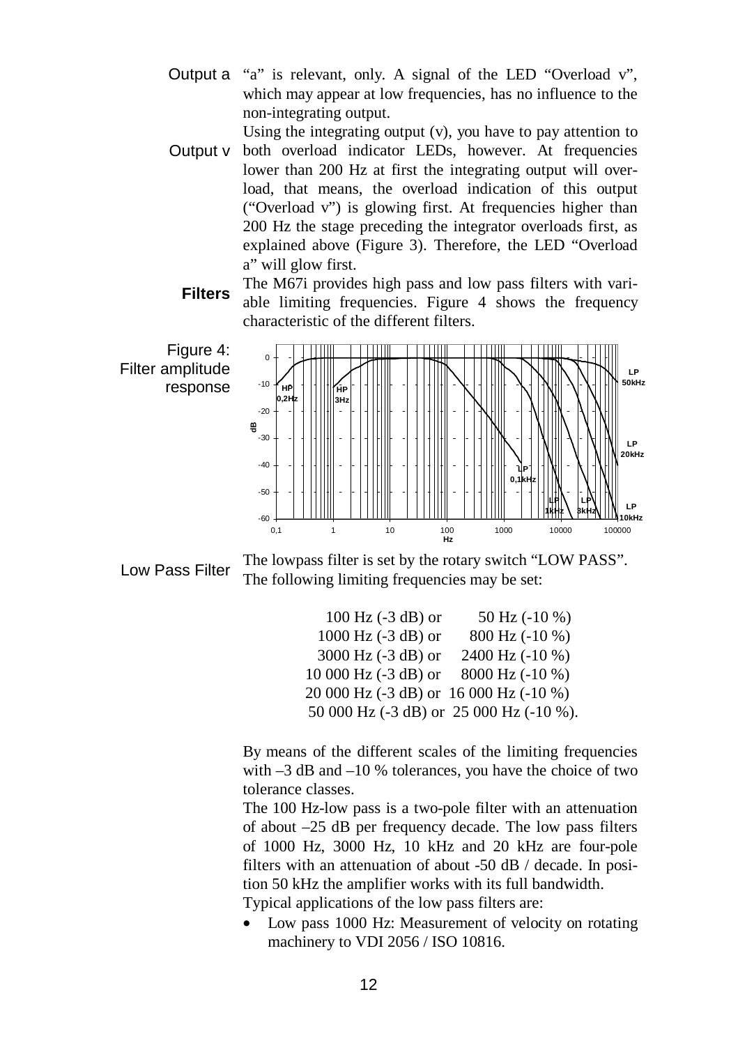**Output a** "a" is relevant, only. A signal of the LED "Overload v", which may appear at low frequencies, has no influence to the non-integrating output.

**Output v** Using the integrating output (v), you have to pay attention to both overload indicator LEDs, however. At frequencies lower than 200 Hz at first the integrating output will overload, that means, the overload indication of this output ("Overload v") is glowing first. At frequencies higher than 200 Hz the stage preceding the integrator overloads first, as explained above (Figure 3). Therefore, the LED "Overload a" will glow first.

**Filters**

The M67i provides high pass and low pass filters with variable limiting frequencies. Figure 4 shows the frequency characteristic of the different filters.

Figure 4: Filter amplitude response

**Low Pass Filter**

The lowpass filter is set by the rotary switch "LOW PASS". The following limiting frequencies may be set:

| | |
|---|---|
| 100 Hz (-3 dB) or | 50 Hz (-10 %) |
| 1000 Hz (-3 dB) or | 800 Hz (-10 %) |
| 3000 Hz (-3 dB) or | 2400 Hz (-10 %) |
| 10 000 Hz (-3 dB) or | 8000 Hz (-10 %) |
| 20 000 Hz (-3 dB) or | 16 000 Hz (-10 %) |
| 50 000 Hz (-3 dB) or | 25 000 Hz (-10 %). |

By means of the different scales of the limiting frequencies with –3 dB and –10 % tolerances, you have the choice of two tolerance classes.

The 100 Hz-low pass is a two-pole filter with an attenuation of about –25 dB per frequency decade. The low pass filters of 1000 Hz, 3000 Hz, 10 kHz and 20 kHz are four-pole filters with an attenuation of about -50 dB / decade. In position 50 kHz the amplifier works with its full bandwidth.

Typical applications of the low pass filters are:

- Low pass 1000 Hz: Measurement of velocity on rotating machinery to VDI 2056 / ISO 10816.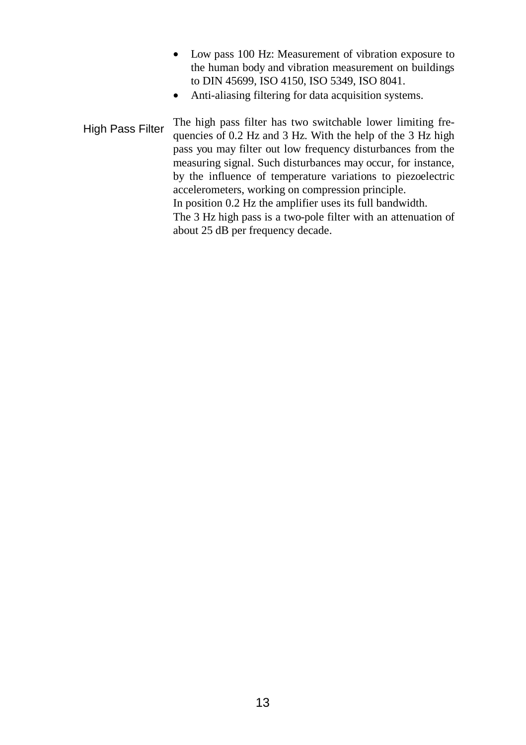- Low pass 100 Hz: Measurement of vibration exposure to the human body and vibration measurement on buildings to DIN 45699, ISO 4150, ISO 5349, ISO 8041.
- Anti-aliasing filtering for data acquisition systems.

### High Pass Filter

The high pass filter has two switchable lower limiting frequencies of 0.2 Hz and 3 Hz. With the help of the 3 Hz high pass you may filter out low frequency disturbances from the measuring signal. Such disturbances may occur, for instance, by the influence of temperature variations to piezoelectric accelerometers, working on compression principle.
In position 0.2 Hz the amplifier uses its full bandwidth.
The 3 Hz high pass is a two-pole filter with an attenuation of about 25 dB per frequency decade.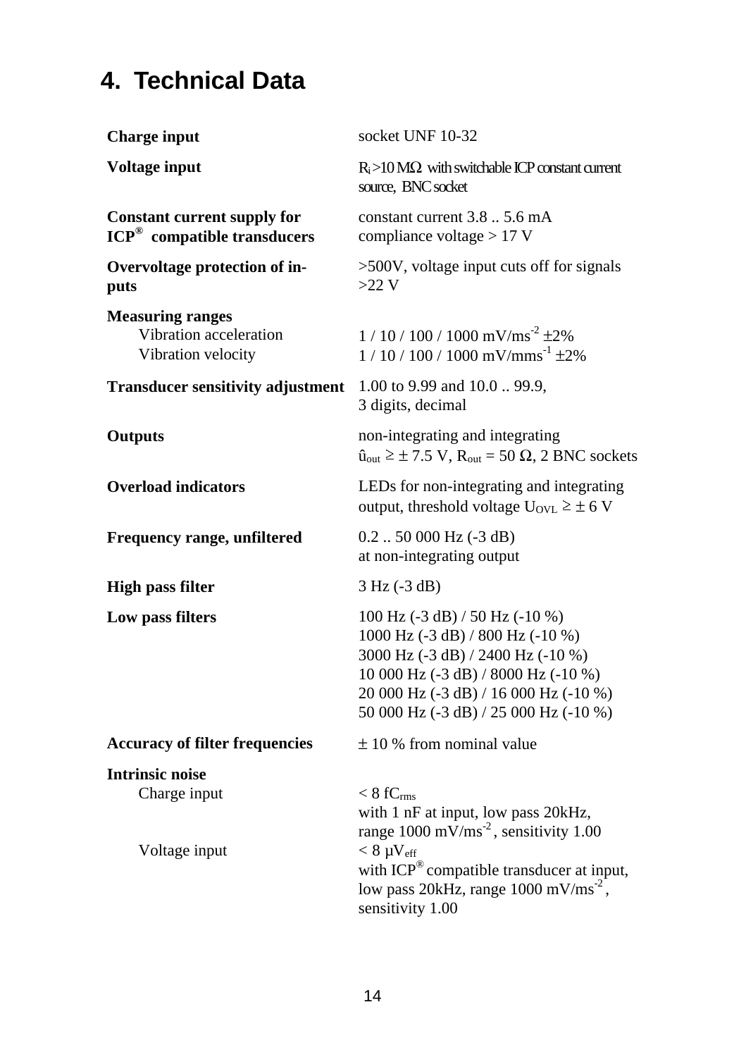# 4. Technical Data

| | |
|---|---|
| **Charge input** | socket UNF 10-32 |
| **Voltage input** | $R_i$ >10 MΩ with switchable ICP constant current source, BNC socket |
| **Constant current supply for ICP® compatible transducers** | constant current 3.8 .. 5.6 mA<br>compliance voltage > 17 V |
| **Overvoltage protection of inputs** | >500V, voltage input cuts off for signals >22 V |
| **Measuring ranges** | |
| Vibration acceleration | 1 / 10 / 100 / 1000 $mV/ms^{-2}$ ±2% |
| Vibration velocity | 1 / 10 / 100 / 1000 $mV/mms^{-1}$ ±2% |
| **Transducer sensitivity adjustment** | 1.00 to 9.99 and 10.0 .. 99.9,<br>3 digits, decimal |
| **Outputs** | non-integrating and integrating<br>$\hat{u}_{out} \geq \pm$ 7.5 V, $R_{out}$ = 50 Ω, 2 BNC sockets |
| **Overload indicators** | LEDs for non-integrating and integrating output, threshold voltage $U_{OVL} \geq \pm$ 6 V |
| **Frequency range, unfiltered** | 0.2 .. 50 000 Hz (-3 dB)<br>at non-integrating output |
| **High pass filter** | 3 Hz (-3 dB) |
| **Low pass filters** | 100 Hz (-3 dB) / 50 Hz (-10 %)<br>1000 Hz (-3 dB) / 800 Hz (-10 %)<br>3000 Hz (-3 dB) / 2400 Hz (-10 %)<br>10 000 Hz (-3 dB) / 8000 Hz (-10 %)<br>20 000 Hz (-3 dB) / 16 000 Hz (-10 %)<br>50 000 Hz (-3 dB) / 25 000 Hz (-10 %) |
| **Accuracy of filter frequencies** | ± 10 % from nominal value |
| **Intrinsic noise** | |
| Charge input | < 8 $fC_{rms}$<br>with 1 nF at input, low pass 20kHz, range 1000 $mV/ms^{-2}$, sensitivity 1.00 |
| Voltage input | < 8 $\mu V_{eff}$<br>with ICP® compatible transducer at input, low pass 20kHz, range 1000 $mV/ms^{-2}$, sensitivity 1.00 |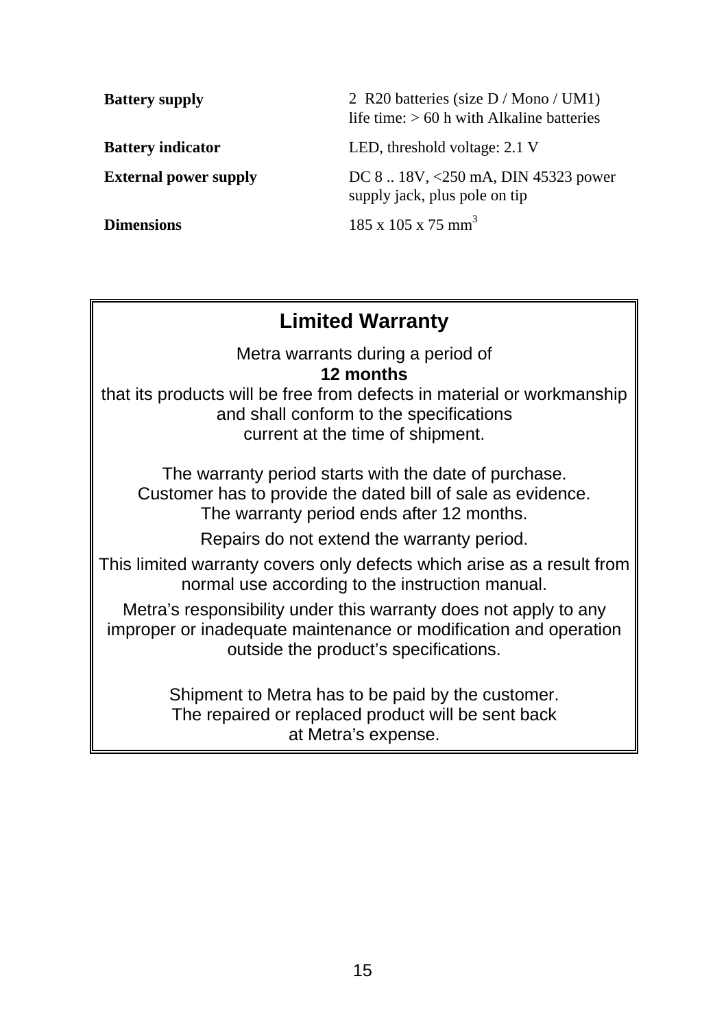| | |
|---|---|
| **Battery supply** | 2 R20 batteries (size D / Mono / UM1)<br>life time: > 60 h with Alkaline batteries |
| **Battery indicator** | LED, threshold voltage: 2.1 V |
| **External power supply** | DC 8 .. 18V, <250 mA, DIN 45323 power supply jack, plus pole on tip |
| **Dimensions** | 185 x 105 x 75 $mm^3$ |

## Limited Warranty

Metra warrants during a period of
**12 months**
that its products will be free from defects in material or workmanship and shall conform to the specifications current at the time of shipment.

The warranty period starts with the date of purchase.
Customer has to provide the dated bill of sale as evidence.
The warranty period ends after 12 months.

Repairs do not extend the warranty period.

This limited warranty covers only defects which arise as a result from normal use according to the instruction manual.

Metra's responsibility under this warranty does not apply to any improper or inadequate maintenance or modification and operation outside the product's specifications.

Shipment to Metra has to be paid by the customer.
The repaired or replaced product will be sent back at Metra's expense.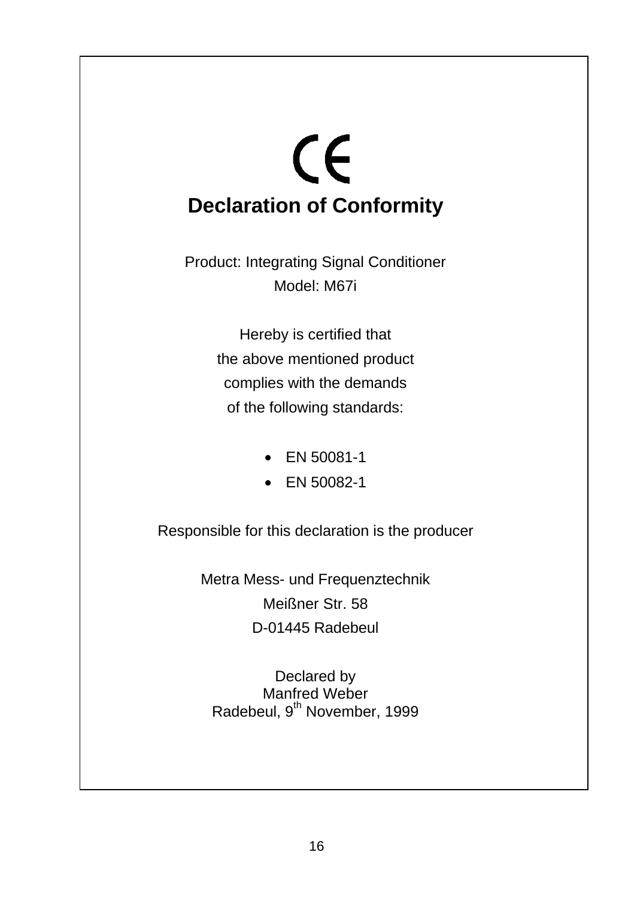CE

# Declaration of Conformity

Product: Integrating Signal Conditioner
Model: M67i

Hereby is certified that
the above mentioned product
complies with the demands
of the following standards:

- EN 50081-1
- EN 50082-1

Responsible for this declaration is the producer

Metra Mess- und Frequenztechnik
Meißner Str. 58
D-01445 Radebeul

Declared by
Manfred Weber
Radebeul, 9th November, 1999